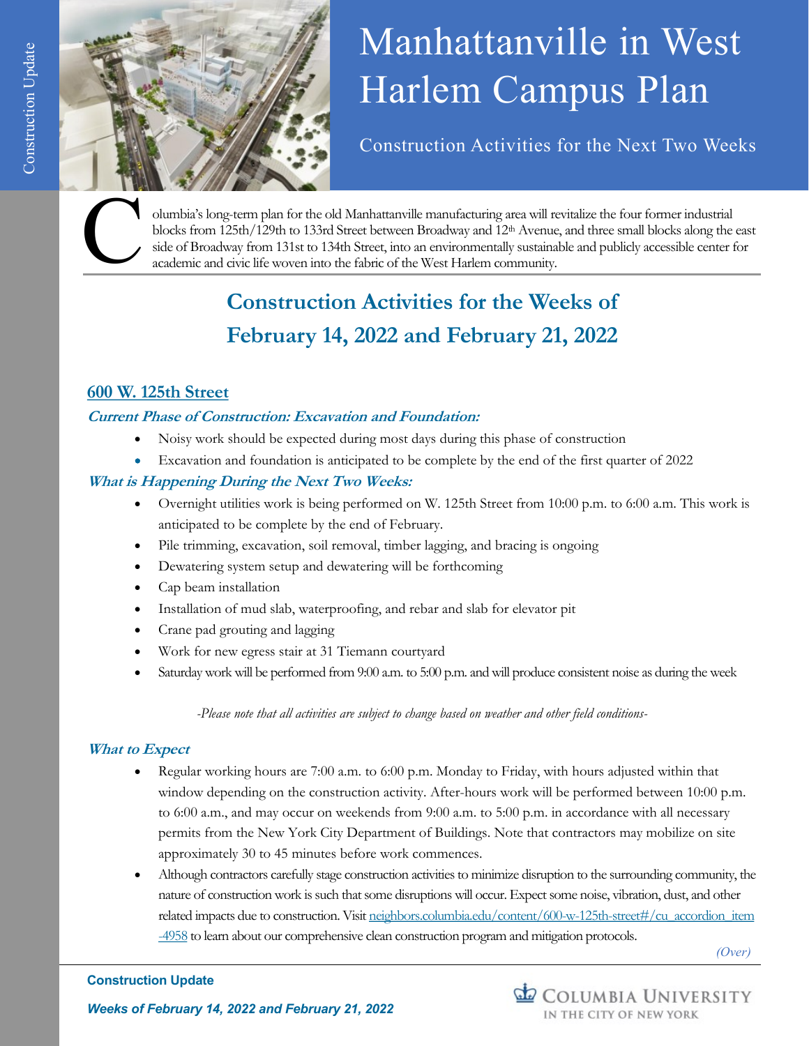# Manhattanville in West Harlem Campus Plan

Construction Activities for the Next Two Weeks

Columbia's long-term plan for the old Manhattanville manufacturing area will revitalize the four former industrial blocks from 125th/129th to 133rd Street between Broadway and 12th Avenue, and three small blocks along the east side of Broadway from 131st to 134th Street, into an environmentally sustainable and publicly accessible center for academic and civic life woven into the fabric of the West Harlem community.

## Construction Activities for the Weeks of February 14, 2022 and February 21, 2022

### 600 W. 125th Street

***Current Phase of Construction: Excavation and Foundation:***

- Noisy work should be expected during most days during this phase of construction
- Excavation and foundation is anticipated to be complete by the end of the first quarter of 2022

***What is Happening During the Next Two Weeks:***

- Overnight utilities work is being performed on W. 125th Street from 10:00 p.m. to 6:00 a.m. This work is anticipated to be complete by the end of February.
- Pile trimming, excavation, soil removal, timber lagging, and bracing is ongoing
- Dewatering system setup and dewatering will be forthcoming
- Cap beam installation
- Installation of mud slab, waterproofing, and rebar and slab for elevator pit
- Crane pad grouting and lagging
- Work for new egress stair at 31 Tiemann courtyard
- Saturday work will be performed from 9:00 a.m. to 5:00 p.m. and will produce consistent noise as during the week

*-Please note that all activities are subject to change based on weather and other field conditions-*

***What to Expect***

- Regular working hours are 7:00 a.m. to 6:00 p.m. Monday to Friday, with hours adjusted within that window depending on the construction activity. After-hours work will be performed between 10:00 p.m. to 6:00 a.m., and may occur on weekends from 9:00 a.m. to 5:00 p.m. in accordance with all necessary permits from the New York City Department of Buildings. Note that contractors may mobilize on site approximately 30 to 45 minutes before work commences.
- Although contractors carefully stage construction activities to minimize disruption to the surrounding community, the nature of construction work is such that some disruptions will occur. Expect some noise, vibration, dust, and other related impacts due to construction. Visit neighbors.columbia.edu/content/600-w-125th-street#/cu_accordion_item-4958 to learn about our comprehensive clean construction program and mitigation protocols.

*(Over)*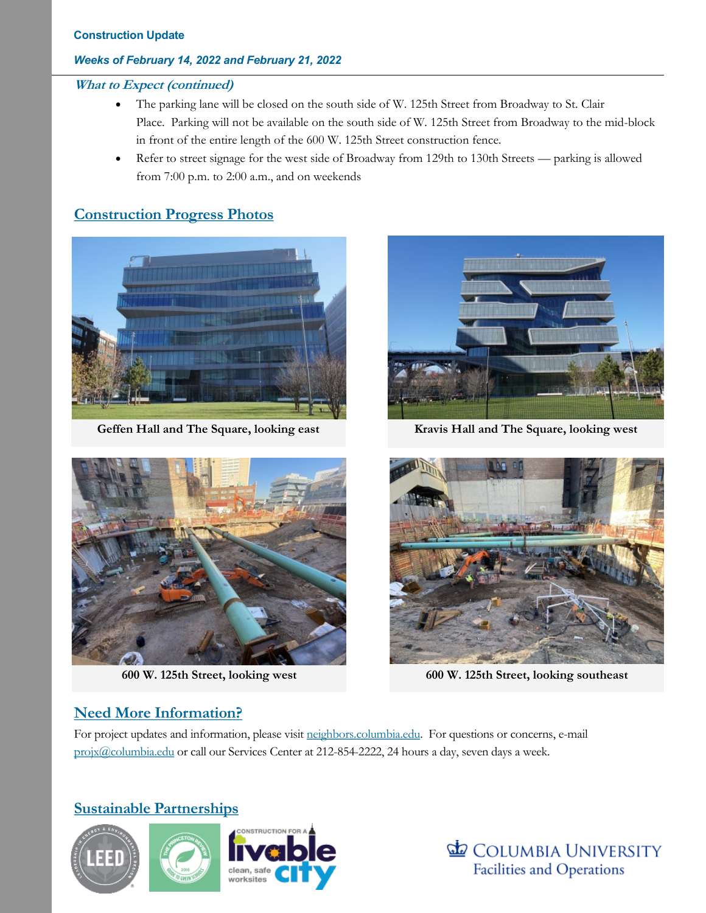**Construction Update**

***Weeks of February 14, 2022 and February 21, 2022***

***What to Expect (continued)***

- The parking lane will be closed on the south side of W. 125th Street from Broadway to St. Clair Place. Parking will not be available on the south side of W. 125th Street from Broadway to the mid-block in front of the entire length of the 600 W. 125th Street construction fence.
- Refer to street signage for the west side of Broadway from 129th to 130th Streets — parking is allowed from 7:00 p.m. to 2:00 a.m., and on weekends

## Construction Progress Photos

**Geffen Hall and The Square, looking east**

**Kravis Hall and The Square, looking west**

**600 W. 125th Street, looking west**

**600 W. 125th Street, looking southeast**

## Need More Information?

For project updates and information, please visit neighbors.columbia.edu. For questions or concerns, e-mail projx@columbia.edu or call our Services Center at 212-854-2222, 24 hours a day, seven days a week.

## Sustainable Partnerships

Columbia University Facilities and Operations